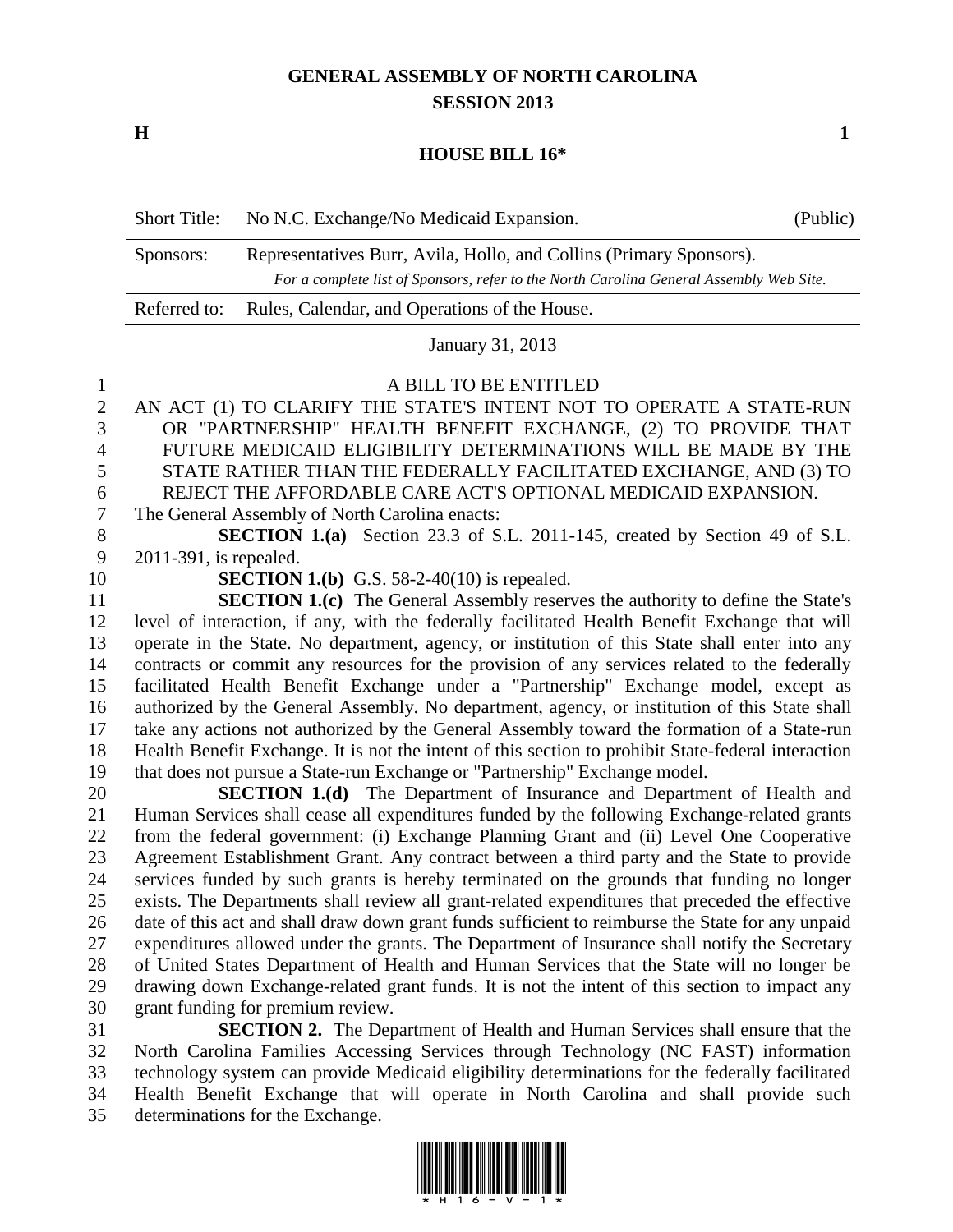# GENERAL ASSEMBLY OF NORTH CAROLINA
## SESSION 2013

**H** **1**

## HOUSE BILL 16*

| Short Title: | No N.C. Exchange/No Medicaid Expansion. | (Public) |
| --- | --- | --- |
| Sponsors: | Representatives Burr, Avila, Hollo, and Collins (Primary Sponsors). *For a complete list of Sponsors, refer to the North Carolina General Assembly Web Site.* | |
| Referred to: | Rules, Calendar, and Operations of the House. | |

January 31, 2013

A BILL TO BE ENTITLED

AN ACT (1) TO CLARIFY THE STATE'S INTENT NOT TO OPERATE A STATE-RUN OR "PARTNERSHIP" HEALTH BENEFIT EXCHANGE, (2) TO PROVIDE THAT FUTURE MEDICAID ELIGIBILITY DETERMINATIONS WILL BE MADE BY THE STATE RATHER THAN THE FEDERALLY FACILITATED EXCHANGE, AND (3) TO REJECT THE AFFORDABLE CARE ACT'S OPTIONAL MEDICAID EXPANSION.

The General Assembly of North Carolina enacts:

**SECTION 1.(a)** Section 23.3 of S.L. 2011-145, created by Section 49 of S.L. 2011-391, is repealed.

**SECTION 1.(b)** G.S. 58-2-40(10) is repealed.

**SECTION 1.(c)** The General Assembly reserves the authority to define the State's level of interaction, if any, with the federally facilitated Health Benefit Exchange that will operate in the State. No department, agency, or institution of this State shall enter into any contracts or commit any resources for the provision of any services related to the federally facilitated Health Benefit Exchange under a "Partnership" Exchange model, except as authorized by the General Assembly. No department, agency, or institution of this State shall take any actions not authorized by the General Assembly toward the formation of a State-run Health Benefit Exchange. It is not the intent of this section to prohibit State-federal interaction that does not pursue a State-run Exchange or "Partnership" Exchange model.

**SECTION 1.(d)** The Department of Insurance and Department of Health and Human Services shall cease all expenditures funded by the following Exchange-related grants from the federal government: (i) Exchange Planning Grant and (ii) Level One Cooperative Agreement Establishment Grant. Any contract between a third party and the State to provide services funded by such grants is hereby terminated on the grounds that funding no longer exists. The Departments shall review all grant-related expenditures that preceded the effective date of this act and shall draw down grant funds sufficient to reimburse the State for any unpaid expenditures allowed under the grants. The Department of Insurance shall notify the Secretary of United States Department of Health and Human Services that the State will no longer be drawing down Exchange-related grant funds. It is not the intent of this section to impact any grant funding for premium review.

**SECTION 2.** The Department of Health and Human Services shall ensure that the North Carolina Families Accessing Services through Technology (NC FAST) information technology system can provide Medicaid eligibility determinations for the federally facilitated Health Benefit Exchange that will operate in North Carolina and shall provide such determinations for the Exchange.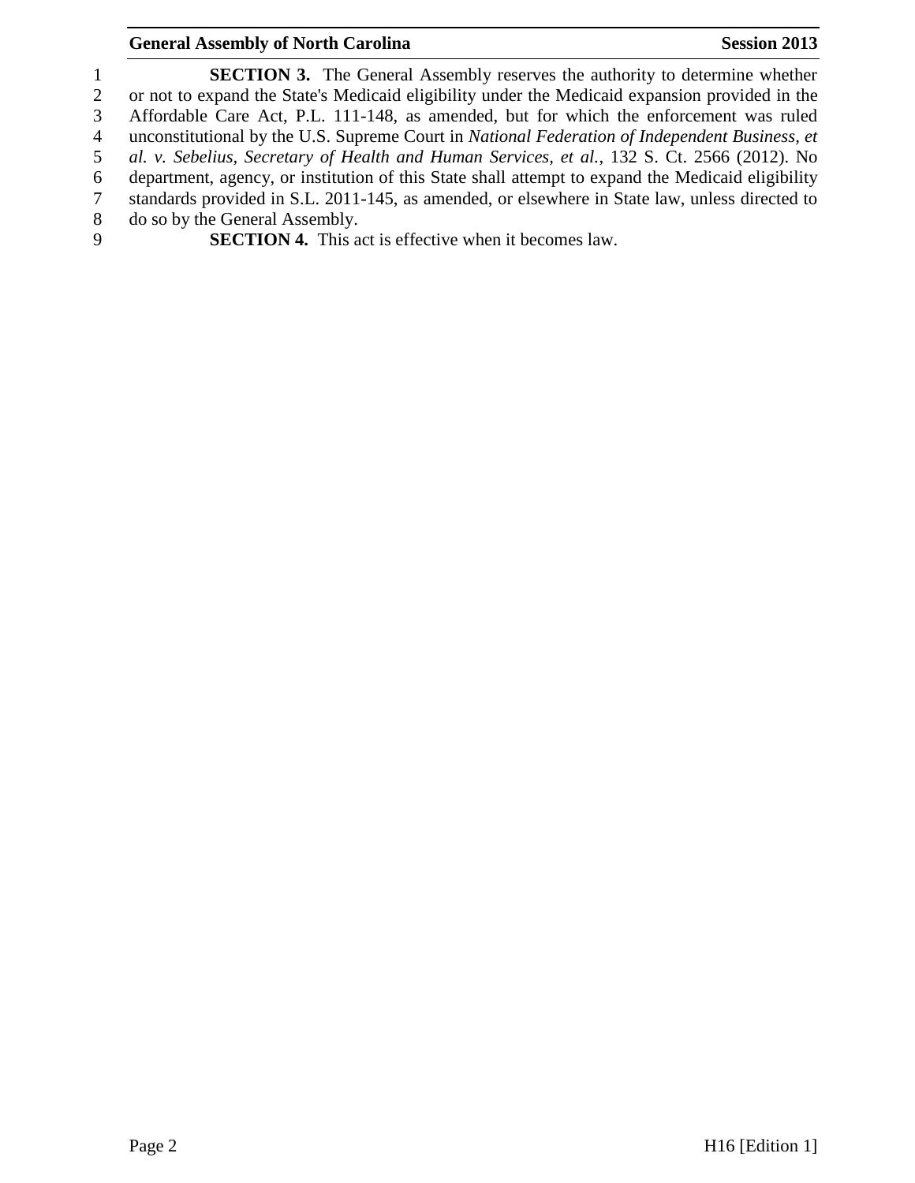**SECTION 3.** The General Assembly reserves the authority to determine whether or not to expand the State's Medicaid eligibility under the Medicaid expansion provided in the Affordable Care Act, P.L. 111-148, as amended, but for which the enforcement was ruled unconstitutional by the U.S. Supreme Court in *National Federation of Independent Business, et al. v. Sebelius, Secretary of Health and Human Services, et al.*, 132 S. Ct. 2566 (2012). No department, agency, or institution of this State shall attempt to expand the Medicaid eligibility standards provided in S.L. 2011-145, as amended, or elsewhere in State law, unless directed to do so by the General Assembly.

**SECTION 4.** This act is effective when it becomes law.